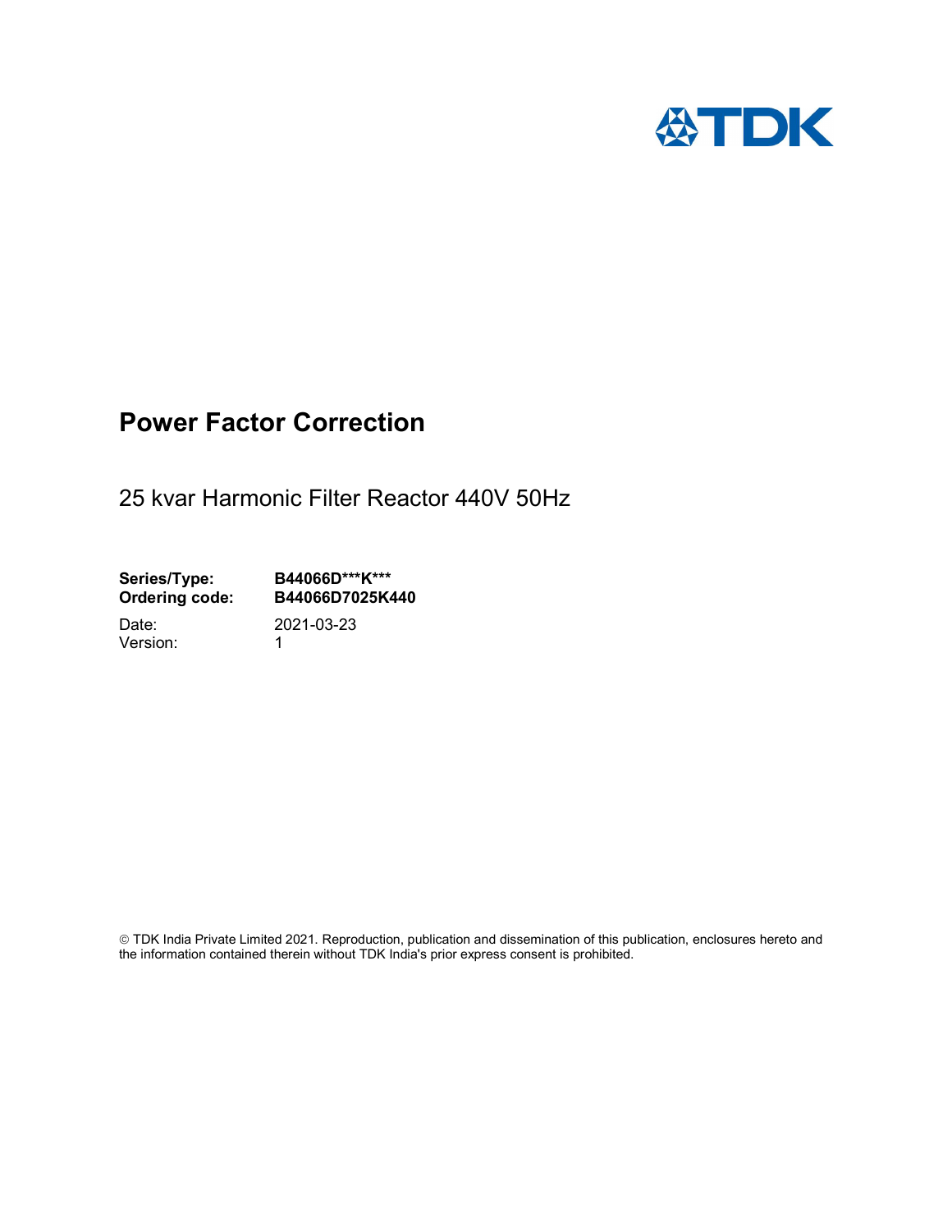TDK

# Power Factor Correction

25 kvar Harmonic Filter Reactor 440V 50Hz

**Series/Type:** **B44066D***K*****
**Ordering code:** **B44066D7025K440**

Date: 2021-03-23
Version: 1

© TDK India Private Limited 2021. Reproduction, publication and dissemination of this publication, enclosures hereto and the information contained therein without TDK India's prior express consent is prohibited.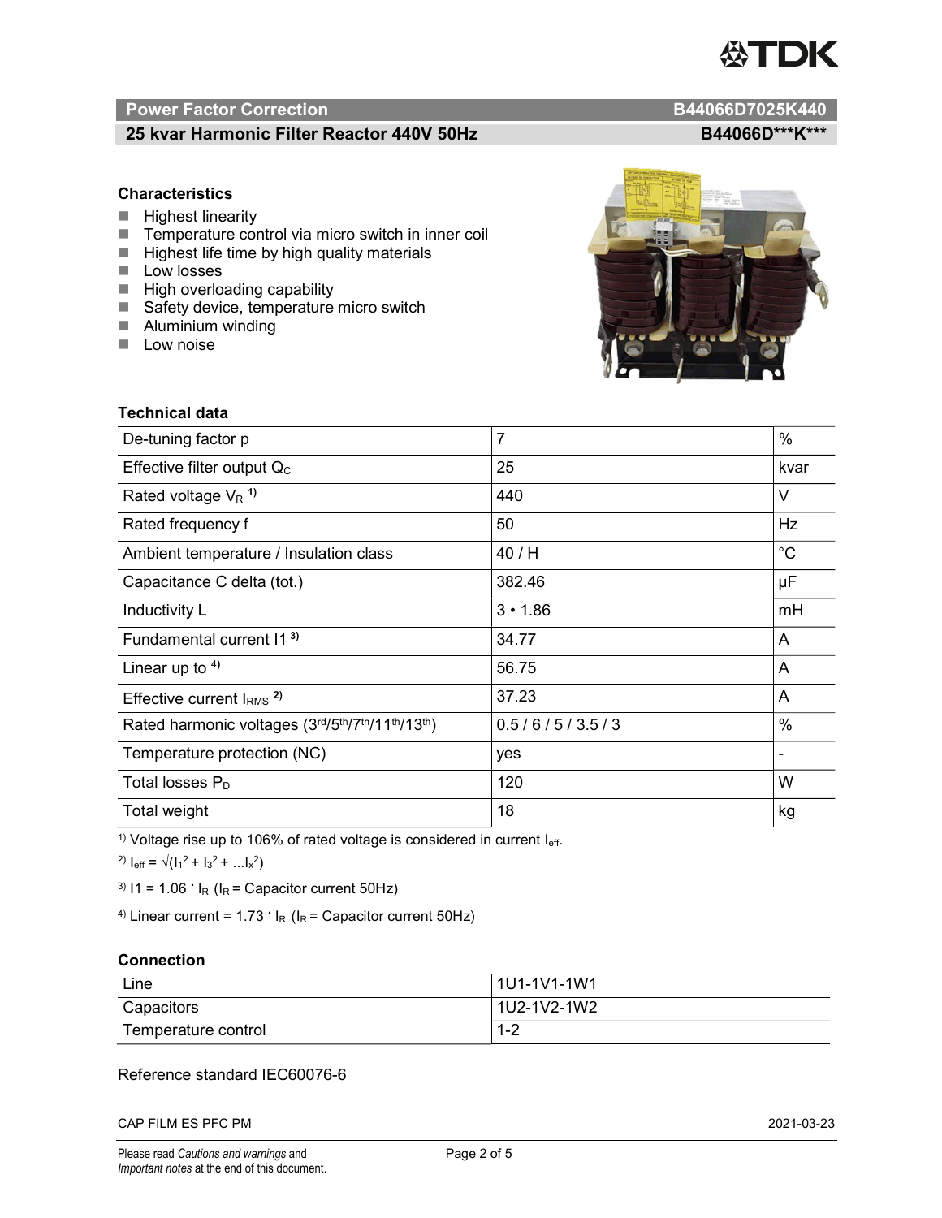## Power Factor Correction — B44066D7025K440

### 25 kvar Harmonic Filter Reactor 440V 50Hz — B44066D\*\*\*K\*\*\*

### Characteristics

- Highest linearity
- Temperature control via micro switch in inner coil
- Highest life time by high quality materials
- Low losses
- High overloading capability
- Safety device, temperature micro switch
- Aluminium winding
- Low noise

### Technical data

| Parameter | Value | Unit |
|---|---|---|
| De-tuning factor p | 7 | % |
| Effective filter output $Q_C$ | 25 | kvar |
| Rated voltage $V_R$ [1)] | 440 | V |
| Rated frequency f | 50 | Hz |
| Ambient temperature / Insulation class | 40 / H | °C |
| Capacitance C delta (tot.) | 382.46 | µF |
| Inductivity L | 3 • 1.86 | mH |
| Fundamental current I1 [3)] | 34.77 | A |
| Linear up to [4)] | 56.75 | A |
| Effective current $I_{RMS}$ [2)] | 37.23 | A |
| Rated harmonic voltages (3rd/5th/7th/11th/13th) | 0.5 / 6 / 5 / 3.5 / 3 | % |
| Temperature protection (NC) | yes | - |
| Total losses $P_D$ | 120 | W |
| Total weight | 18 | kg |

[1)] Voltage rise up to 106% of rated voltage is considered in current $I_{eff}$.

[2)] $I_{eff} = \sqrt{(I_1^2 + I_3^2 + \ldots I_x^2)}$

[3)] $I1 = 1.06 \cdot I_R$ ($I_R$ = Capacitor current 50Hz)

[4)] Linear current = $1.73 \cdot I_R$ ($I_R$ = Capacitor current 50Hz)

### Connection

| Connection | Terminals |
|---|---|
| Line | 1U1-1V1-1W1 |
| Capacitors | 1U2-1V2-1W2 |
| Temperature control | 1-2 |

Reference standard IEC60076-6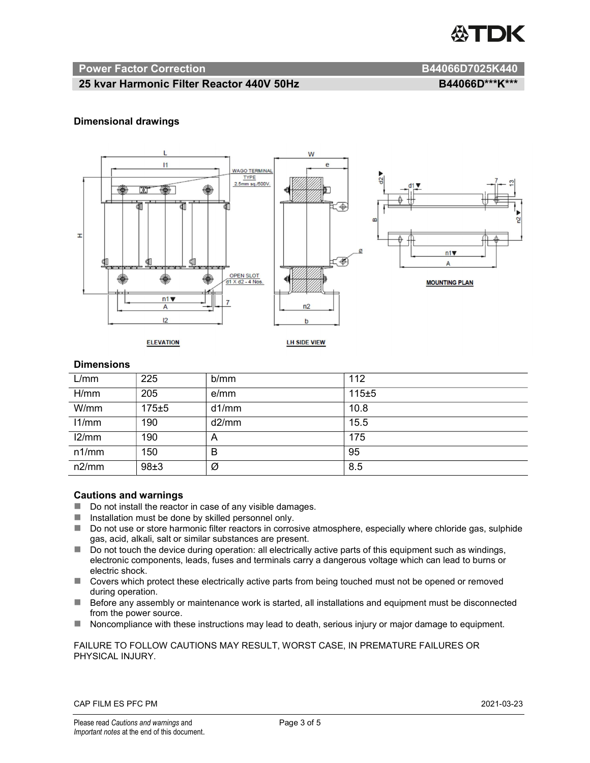## Power Factor Correction B44066D7025K440

## 25 kvar Harmonic Filter Reactor 440V 50Hz B44066D\*\*\*K\*\*\*

### Dimensional drawings

### Dimensions

| L/mm | 225 | b/mm | 112 |
|---|---|---|---|
| H/mm | 205 | e/mm | 115±5 |
| W/mm | 175±5 | d1/mm | 10.8 |
| l1/mm | 190 | d2/mm | 15.5 |
| l2/mm | 190 | A | 175 |
| n1/mm | 150 | B | 95 |
| n2/mm | 98±3 | Ø | 8.5 |

### Cautions and warnings

- Do not install the reactor in case of any visible damages.
- Installation must be done by skilled personnel only.
- Do not use or store harmonic filter reactors in corrosive atmosphere, especially where chloride gas, sulphide gas, acid, alkali, salt or similar substances are present.
- Do not touch the device during operation: all electrically active parts of this equipment such as windings, electronic components, leads, fuses and terminals carry a dangerous voltage which can lead to burns or electric shock.
- Covers which protect these electrically active parts from being touched must not be opened or removed during operation.
- Before any assembly or maintenance work is started, all installations and equipment must be disconnected from the power source.
- Noncompliance with these instructions may lead to death, serious injury or major damage to equipment.

FAILURE TO FOLLOW CAUTIONS MAY RESULT, WORST CASE, IN PREMATURE FAILURES OR PHYSICAL INJURY.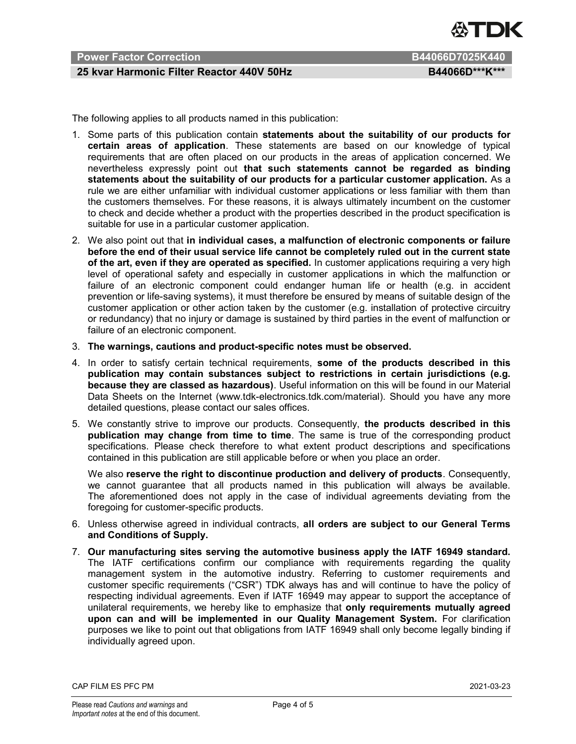The following applies to all products named in this publication:

1. Some parts of this publication contain **statements about the suitability of our products for certain areas of application**. These statements are based on our knowledge of typical requirements that are often placed on our products in the areas of application concerned. We nevertheless expressly point out **that such statements cannot be regarded as binding statements about the suitability of our products for a particular customer application.** As a rule we are either unfamiliar with individual customer applications or less familiar with them than the customers themselves. For these reasons, it is always ultimately incumbent on the customer to check and decide whether a product with the properties described in the product specification is suitable for use in a particular customer application.
2. We also point out that **in individual cases, a malfunction of electronic components or failure before the end of their usual service life cannot be completely ruled out in the current state of the art, even if they are operated as specified.** In customer applications requiring a very high level of operational safety and especially in customer applications in which the malfunction or failure of an electronic component could endanger human life or health (e.g. in accident prevention or life-saving systems), it must therefore be ensured by means of suitable design of the customer application or other action taken by the customer (e.g. installation of protective circuitry or redundancy) that no injury or damage is sustained by third parties in the event of malfunction or failure of an electronic component.
3. **The warnings, cautions and product-specific notes must be observed.**
4. In order to satisfy certain technical requirements, **some of the products described in this publication may contain substances subject to restrictions in certain jurisdictions (e.g. because they are classed as hazardous)**. Useful information on this will be found in our Material Data Sheets on the Internet (www.tdk-electronics.tdk.com/material). Should you have any more detailed questions, please contact our sales offices.
5. We constantly strive to improve our products. Consequently, **the products described in this publication may change from time to time**. The same is true of the corresponding product specifications. Please check therefore to what extent product descriptions and specifications contained in this publication are still applicable before or when you place an order.

   We also **reserve the right to discontinue production and delivery of products**. Consequently, we cannot guarantee that all products named in this publication will always be available. The aforementioned does not apply in the case of individual agreements deviating from the foregoing for customer-specific products.
6. Unless otherwise agreed in individual contracts, **all orders are subject to our General Terms and Conditions of Supply.**
7. **Our manufacturing sites serving the automotive business apply the IATF 16949 standard.** The IATF certifications confirm our compliance with requirements regarding the quality management system in the automotive industry. Referring to customer requirements and customer specific requirements ("CSR") TDK always has and will continue to have the policy of respecting individual agreements. Even if IATF 16949 may appear to support the acceptance of unilateral requirements, we hereby like to emphasize that **only requirements mutually agreed upon can and will be implemented in our Quality Management System.** For clarification purposes we like to point out that obligations from IATF 16949 shall only become legally binding if individually agreed upon.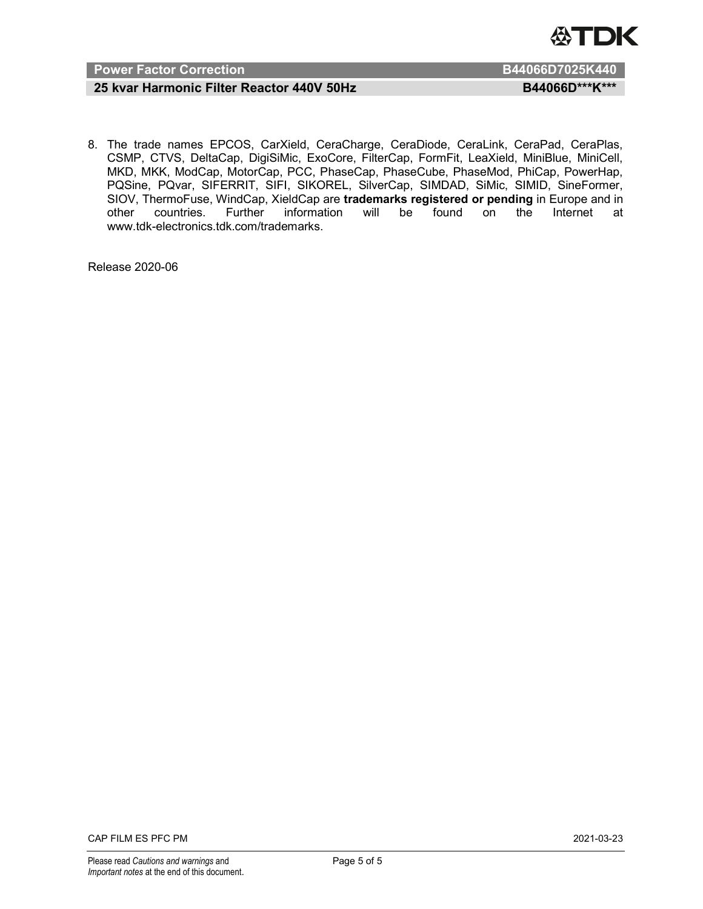8. The trade names EPCOS, CarXield, CeraCharge, CeraDiode, CeraLink, CeraPad, CeraPlas, CSMP, CTVS, DeltaCap, DigiSiMic, ExoCore, FilterCap, FormFit, LeaXield, MiniBlue, MiniCell, MKD, MKK, ModCap, MotorCap, PCC, PhaseCap, PhaseCube, PhaseMod, PhiCap, PowerHap, PQSine, PQvar, SIFERRIT, SIFI, SIKOREL, SilverCap, SIMDAD, SiMic, SIMID, SineFormer, SIOV, ThermoFuse, WindCap, XieldCap are **trademarks registered or pending** in Europe and in other countries. Further information will be found on the Internet at www.tdk-electronics.tdk.com/trademarks.

Release 2020-06